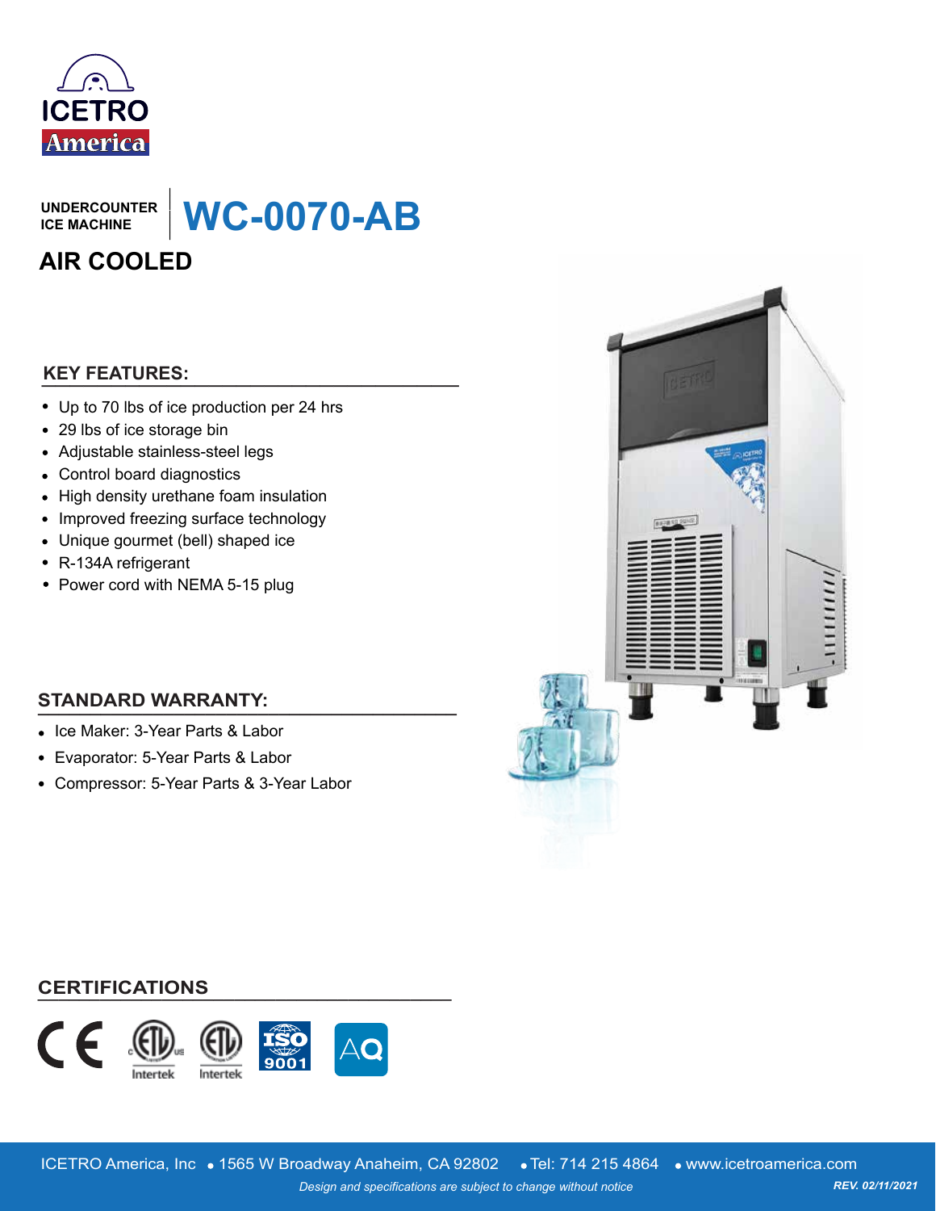ICETRO America

UNDERCOUNTER ICE MACHINE

# WC-0070-AB

## AIR COOLED

### KEY FEATURES:

- Up to 70 lbs of ice production per 24 hrs
- 29 lbs of ice storage bin
- Adjustable stainless-steel legs
- Control board diagnostics
- High density urethane foam insulation
- Improved freezing surface technology
- Unique gourmet (bell) shaped ice
- R-134A refrigerant
- Power cord with NEMA 5-15 plug

### STANDARD WARRANTY:

- Ice Maker: 3-Year Parts & Labor
- Evaporator: 5-Year Parts & Labor
- Compressor: 5-Year Parts & 3-Year Labor

### CERTIFICATIONS

CE, ETL (Intertek), ETL (Intertek), ISO 9001, AQ

ICETRO America, Inc • 1565 W Broadway Anaheim, CA 92802 • Tel: 714 215 4864 • www.icetroamerica.com

*Design and specifications are subject to change without notice*

***REV. 02/11/2021***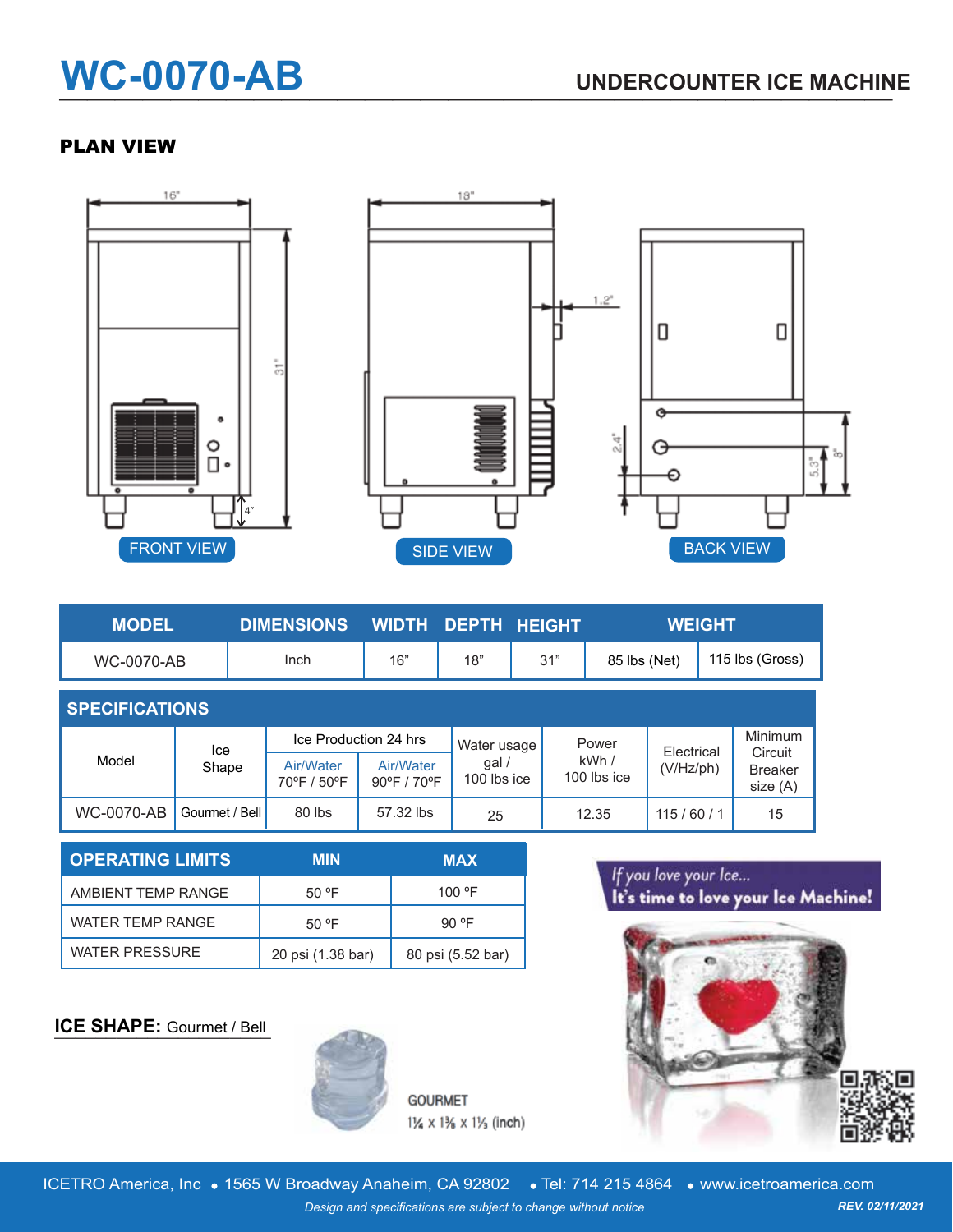# WC-0070-AB

## UNDERCOUNTER ICE MACHINE

### PLAN VIEW

16"

31"

4"

FRONT VIEW

18"

1.2"

SIDE VIEW

2.4"

5.3"

8"

BACK VIEW

| MODEL | DIMENSIONS | WIDTH | DEPTH | HEIGHT | WEIGHT | |
|---|---|---|---|---|---|---|
| WC-0070-AB | Inch | 16" | 18" | 31" | 85 lbs (Net) | 115 lbs (Gross) |

### SPECIFICATIONS

| Model | Ice Shape | Ice Production 24 hrs | | Water usage gal / 100 lbs ice | Power kWh / 100 lbs ice | Electrical (V/Hz/ph) | Minimum Circuit Breaker size (A) |
|---|---|---|---|---|---|---|---|
| | | Air/Water 70ºF / 50ºF | Air/Water 90ºF / 70ºF | | | | |
| WC-0070-AB | Gourmet / Bell | 80 lbs | 57.32 lbs | 25 | 12.35 | 115 / 60 / 1 | 15 |

| OPERATING LIMITS | MIN | MAX |
|---|---|---|
| AMBIENT TEMP RANGE | 50 ºF | 100 ºF |
| WATER TEMP RANGE | 50 ºF | 90 ºF |
| WATER PRESSURE | 20 psi (1.38 bar) | 80 psi (5.52 bar) |

*If you love your Ice...*
**It's time to love your Ice Machine!**

**ICE SHAPE:** Gourmet / Bell

GOURMET
1¼ x 1⅜ x 1⅓ (inch)

ICETRO America, Inc • 1565 W Broadway Anaheim, CA 92802 • Tel: 714 215 4864 • www.icetroamerica.com

*Design and specifications are subject to change without notice*

***REV. 02/11/2021***